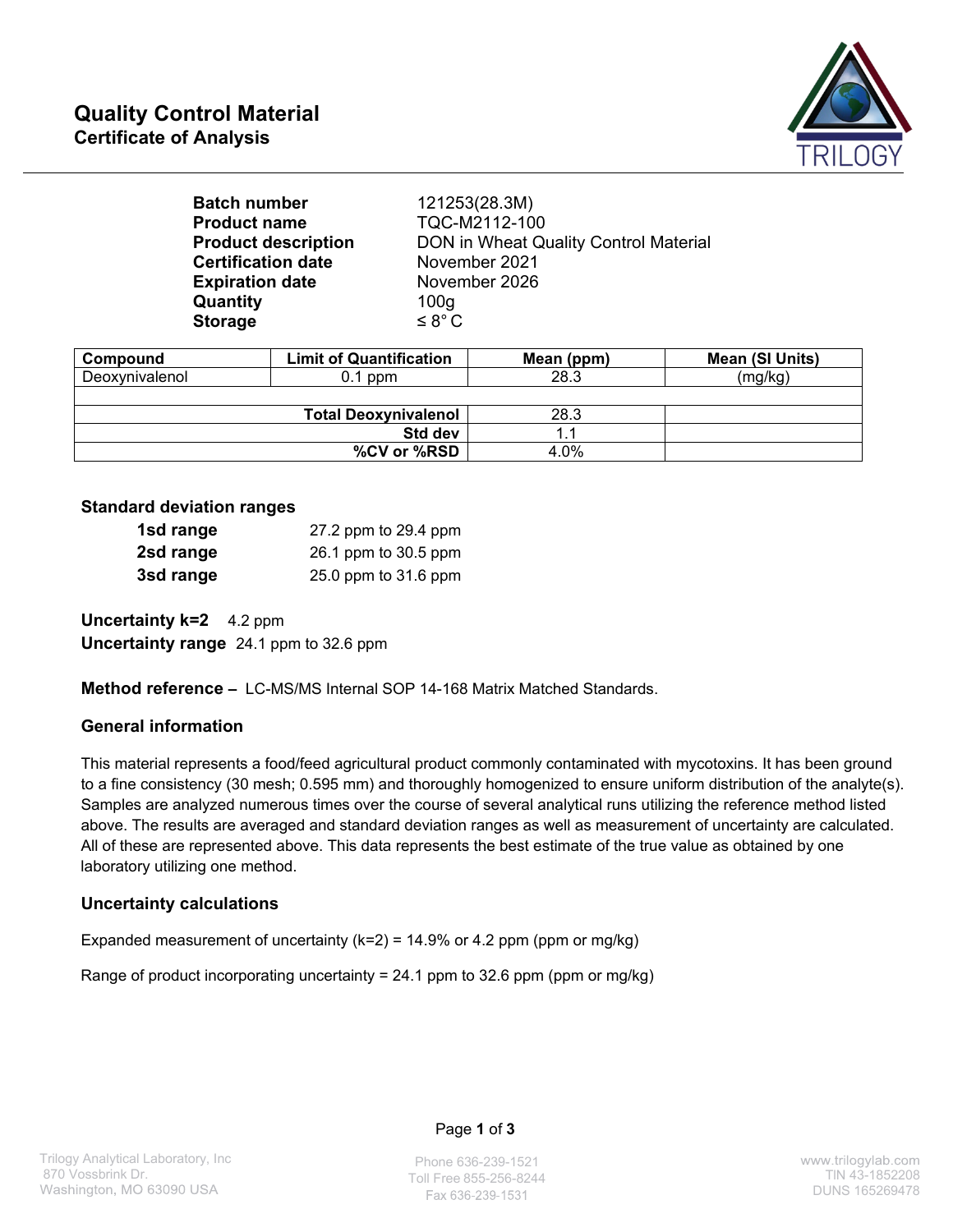# Quality Control Material

## Certificate of Analysis

TRILOGY

| | |
|---|---|
| **Batch number** | 121253(28.3M) |
| **Product name** | TQC-M2112-100 |
| **Product description** | DON in Wheat Quality Control Material |
| **Certification date** | November 2021 |
| **Expiration date** | November 2026 |
| **Quantity** | 100g |
| **Storage** | ≤ 8° C |

| Compound | Limit of Quantification | Mean (ppm) | Mean (SI Units) |
|---|---|---|---|
| Deoxynivalenol | 0.1 ppm | 28.3 | (mg/kg) |
| | | | |
| | **Total Deoxynivalenol** | 28.3 | |
| | **Std dev** | 1.1 | |
| | **%CV or %RSD** | 4.0% | |

**Standard deviation ranges**

| | |
|---|---|
| **1sd range** | 27.2 ppm to 29.4 ppm |
| **2sd range** | 26.1 ppm to 30.5 ppm |
| **3sd range** | 25.0 ppm to 31.6 ppm |

**Uncertainty k=2** 4.2 ppm

**Uncertainty range** 24.1 ppm to 32.6 ppm

**Method reference –** LC-MS/MS Internal SOP 14-168 Matrix Matched Standards.

**General information**

This material represents a food/feed agricultural product commonly contaminated with mycotoxins. It has been ground to a fine consistency (30 mesh; 0.595 mm) and thoroughly homogenized to ensure uniform distribution of the analyte(s). Samples are analyzed numerous times over the course of several analytical runs utilizing the reference method listed above. The results are averaged and standard deviation ranges as well as measurement of uncertainty are calculated. All of these are represented above. This data represents the best estimate of the true value as obtained by one laboratory utilizing one method.

**Uncertainty calculations**

Expanded measurement of uncertainty (k=2) = 14.9% or 4.2 ppm (ppm or mg/kg)

Range of product incorporating uncertainty = 24.1 ppm to 32.6 ppm (ppm or mg/kg)

Trilogy Analytical Laboratory, Inc
870 Vossbrink Dr.
Washington, MO 63090 USA

Phone 636-239-1521
Toll Free 855-256-8244
Fax 636-239-1531

www.trilogylab.com
TIN 43-1852208
DUNS 165269478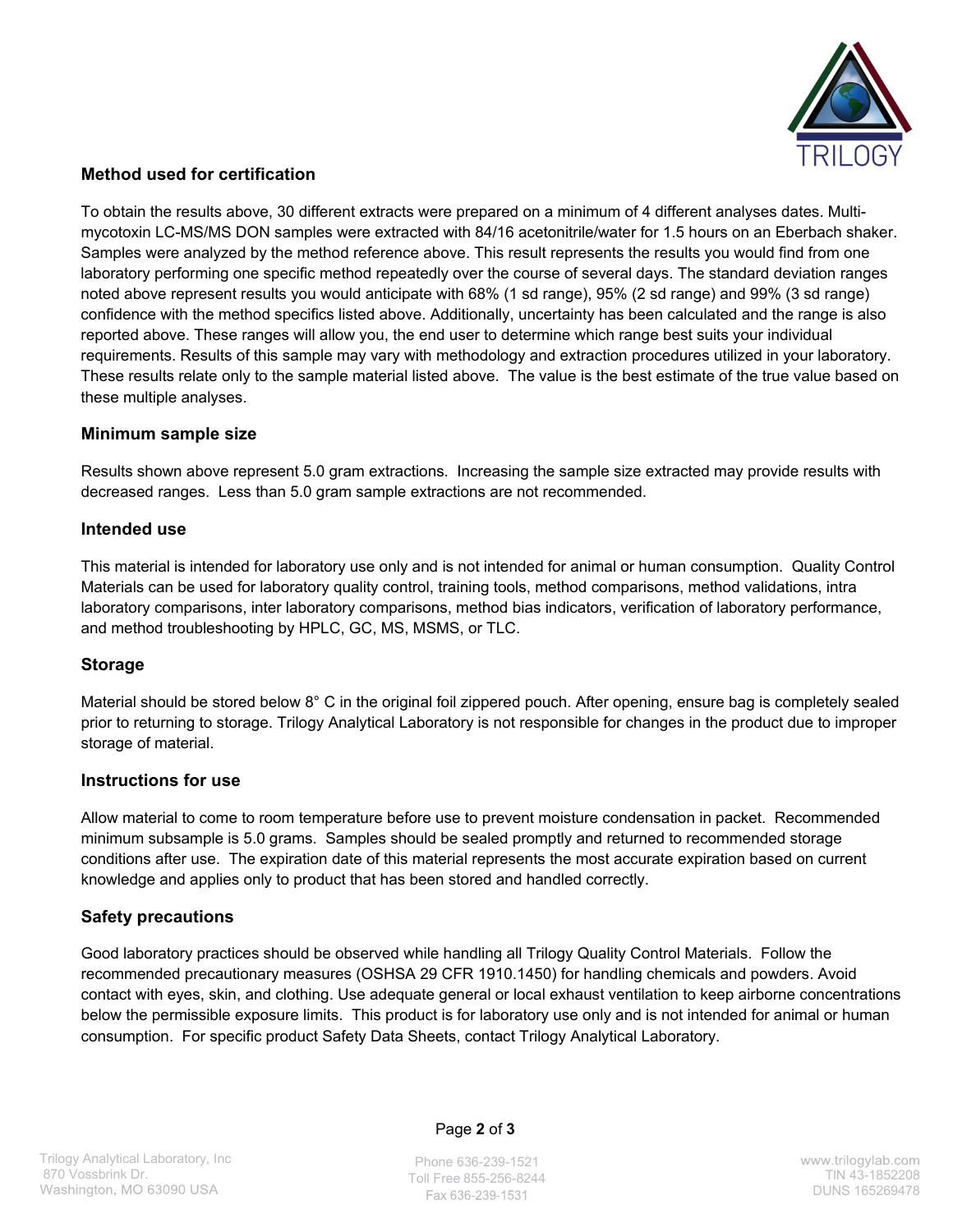## Method used for certification

To obtain the results above, 30 different extracts were prepared on a minimum of 4 different analyses dates. Multi-mycotoxin LC-MS/MS DON samples were extracted with 84/16 acetonitrile/water for 1.5 hours on an Eberbach shaker. Samples were analyzed by the method reference above. This result represents the results you would find from one laboratory performing one specific method repeatedly over the course of several days. The standard deviation ranges noted above represent results you would anticipate with 68% (1 sd range), 95% (2 sd range) and 99% (3 sd range) confidence with the method specifics listed above. Additionally, uncertainty has been calculated and the range is also reported above. These ranges will allow you, the end user to determine which range best suits your individual requirements. Results of this sample may vary with methodology and extraction procedures utilized in your laboratory. These results relate only to the sample material listed above. The value is the best estimate of the true value based on these multiple analyses.

## Minimum sample size

Results shown above represent 5.0 gram extractions. Increasing the sample size extracted may provide results with decreased ranges. Less than 5.0 gram sample extractions are not recommended.

## Intended use

This material is intended for laboratory use only and is not intended for animal or human consumption. Quality Control Materials can be used for laboratory quality control, training tools, method comparisons, method validations, intra laboratory comparisons, inter laboratory comparisons, method bias indicators, verification of laboratory performance, and method troubleshooting by HPLC, GC, MS, MSMS, or TLC.

## Storage

Material should be stored below 8° C in the original foil zippered pouch. After opening, ensure bag is completely sealed prior to returning to storage. Trilogy Analytical Laboratory is not responsible for changes in the product due to improper storage of material.

## Instructions for use

Allow material to come to room temperature before use to prevent moisture condensation in packet. Recommended minimum subsample is 5.0 grams. Samples should be sealed promptly and returned to recommended storage conditions after use. The expiration date of this material represents the most accurate expiration based on current knowledge and applies only to product that has been stored and handled correctly.

## Safety precautions

Good laboratory practices should be observed while handling all Trilogy Quality Control Materials. Follow the recommended precautionary measures (OSHSA 29 CFR 1910.1450) for handling chemicals and powders. Avoid contact with eyes, skin, and clothing. Use adequate general or local exhaust ventilation to keep airborne concentrations below the permissible exposure limits. This product is for laboratory use only and is not intended for animal or human consumption. For specific product Safety Data Sheets, contact Trilogy Analytical Laboratory.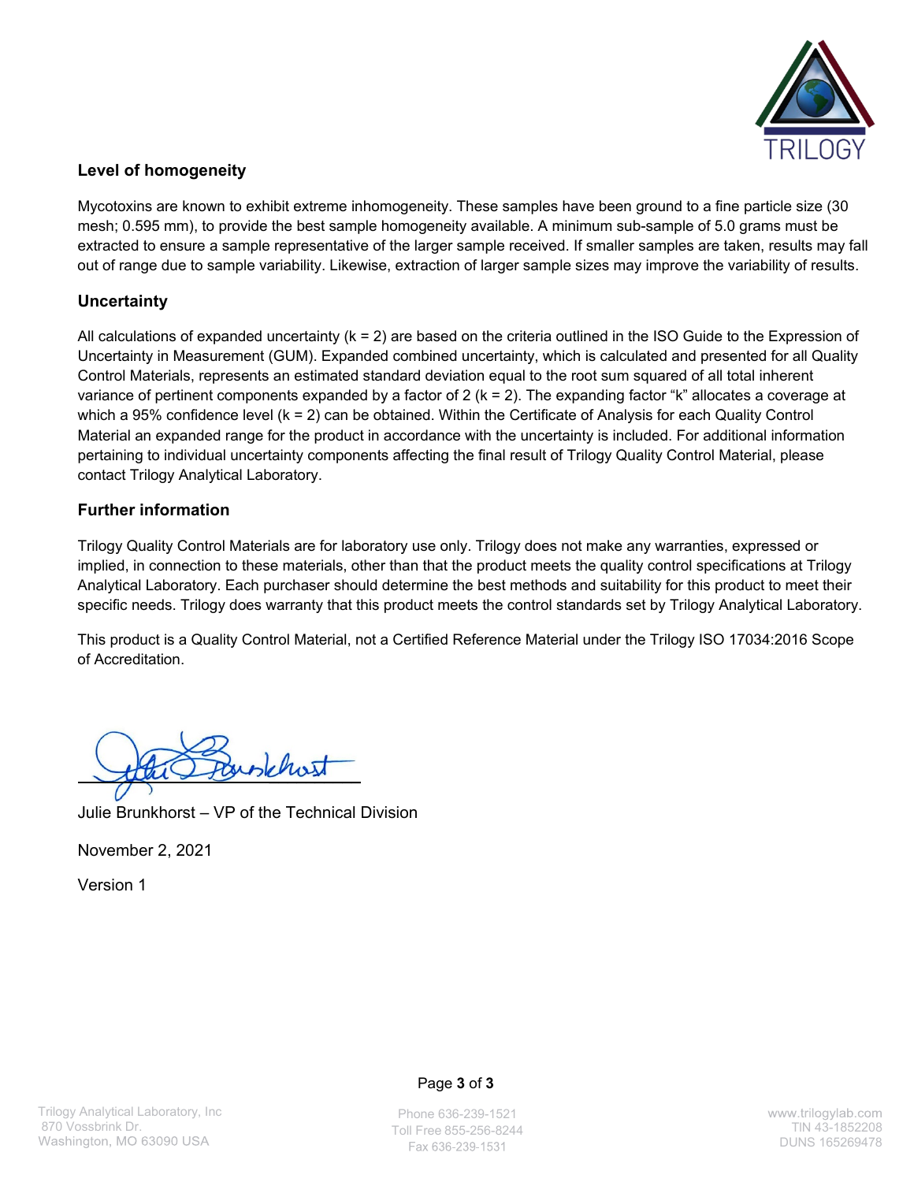## Level of homogeneity

Mycotoxins are known to exhibit extreme inhomogeneity. These samples have been ground to a fine particle size (30 mesh; 0.595 mm), to provide the best sample homogeneity available. A minimum sub-sample of 5.0 grams must be extracted to ensure a sample representative of the larger sample received. If smaller samples are taken, results may fall out of range due to sample variability. Likewise, extraction of larger sample sizes may improve the variability of results.

## Uncertainty

All calculations of expanded uncertainty (k = 2) are based on the criteria outlined in the ISO Guide to the Expression of Uncertainty in Measurement (GUM). Expanded combined uncertainty, which is calculated and presented for all Quality Control Materials, represents an estimated standard deviation equal to the root sum squared of all total inherent variance of pertinent components expanded by a factor of 2 (k = 2). The expanding factor "k" allocates a coverage at which a 95% confidence level (k = 2) can be obtained. Within the Certificate of Analysis for each Quality Control Material an expanded range for the product in accordance with the uncertainty is included. For additional information pertaining to individual uncertainty components affecting the final result of Trilogy Quality Control Material, please contact Trilogy Analytical Laboratory.

## Further information

Trilogy Quality Control Materials are for laboratory use only. Trilogy does not make any warranties, expressed or implied, in connection to these materials, other than that the product meets the quality control specifications at Trilogy Analytical Laboratory. Each purchaser should determine the best methods and suitability for this product to meet their specific needs. Trilogy does warranty that this product meets the control standards set by Trilogy Analytical Laboratory.

This product is a Quality Control Material, not a Certified Reference Material under the Trilogy ISO 17034:2016 Scope of Accreditation.

Julie Brunkhorst – VP of the Technical Division

November 2, 2021

Version 1

Trilogy Analytical Laboratory, Inc
870 Vossbrink Dr.
Washington, MO 63090 USA

Phone 636-239-1521
Toll Free 855-256-8244
Fax 636-239-1531

www.trilogylab.com
TIN 43-1852208
DUNS 165269478